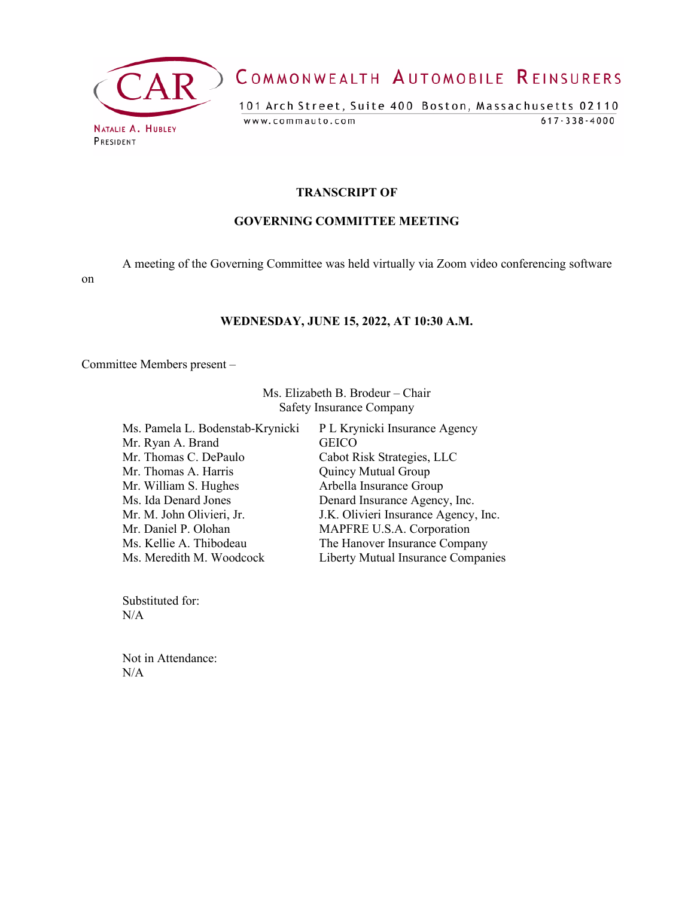CAR

Natalie A. Hubley
President

Commonwealth Automobile Reinsurers

101 Arch Street, Suite 400 Boston, Massachusetts 02110
www.commauto.com 617-338-4000

**TRANSCRIPT OF**

**GOVERNING COMMITTEE MEETING**

A meeting of the Governing Committee was held virtually via Zoom video conferencing software on

**WEDNESDAY, JUNE 15, 2022, AT 10:30 A.M.**

Committee Members present –

Ms. Elizabeth B. Brodeur – Chair
Safety Insurance Company

| | |
|---|---|
| Ms. Pamela L. Bodenstab-Krynicki | P L Krynicki Insurance Agency |
| Mr. Ryan A. Brand | GEICO |
| Mr. Thomas C. DePaulo | Cabot Risk Strategies, LLC |
| Mr. Thomas A. Harris | Quincy Mutual Group |
| Mr. William S. Hughes | Arbella Insurance Group |
| Ms. Ida Denard Jones | Denard Insurance Agency, Inc. |
| Mr. M. John Olivieri, Jr. | J.K. Olivieri Insurance Agency, Inc. |
| Mr. Daniel P. Olohan | MAPFRE U.S.A. Corporation |
| Ms. Kellie A. Thibodeau | The Hanover Insurance Company |
| Ms. Meredith M. Woodcock | Liberty Mutual Insurance Companies |

Substituted for:
N/A

Not in Attendance:
N/A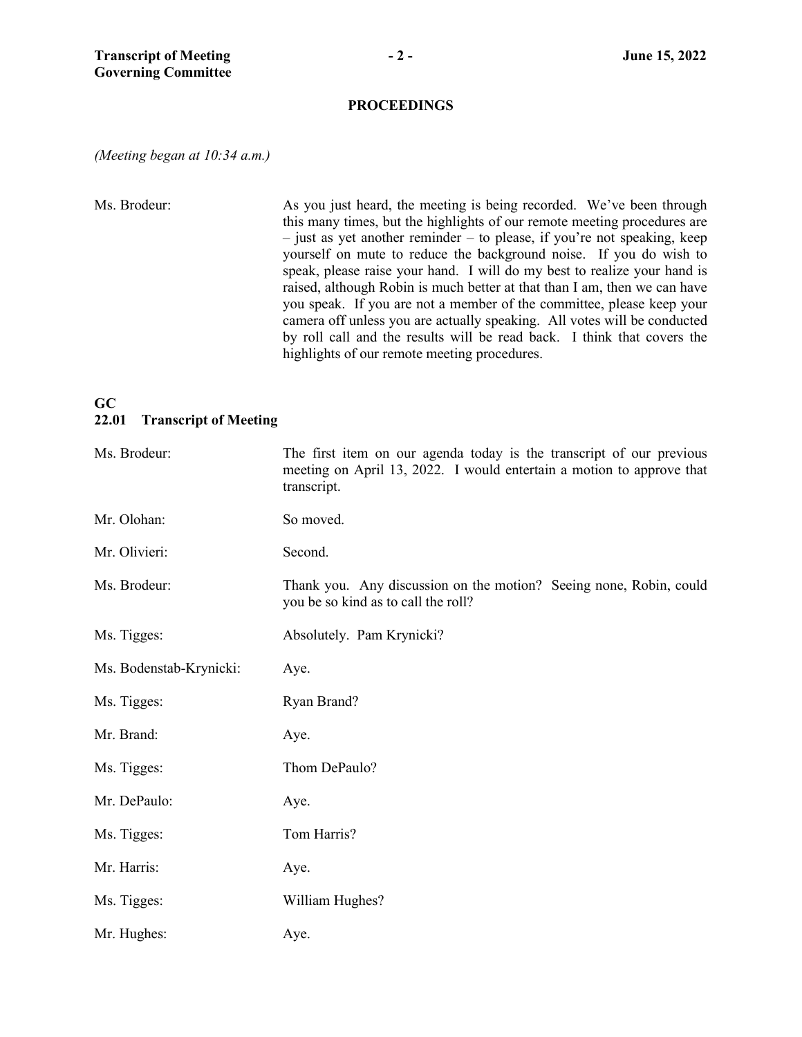**PROCEEDINGS**

*(Meeting began at 10:34 a.m.)*

| | |
|---|---|
| Ms. Brodeur: | As you just heard, the meeting is being recorded. We've been through this many times, but the highlights of our remote meeting procedures are – just as yet another reminder – to please, if you're not speaking, keep yourself on mute to reduce the background noise. If you do wish to speak, please raise your hand. I will do my best to realize your hand is raised, although Robin is much better at that than I am, then we can have you speak. If you are not a member of the committee, please keep your camera off unless you are actually speaking. All votes will be conducted by roll call and the results will be read back. I think that covers the highlights of our remote meeting procedures. |

## GC 22.01 Transcript of Meeting

| | |
|---|---|
| Ms. Brodeur: | The first item on our agenda today is the transcript of our previous meeting on April 13, 2022. I would entertain a motion to approve that transcript. |
| Mr. Olohan: | So moved. |
| Mr. Olivieri: | Second. |
| Ms. Brodeur: | Thank you. Any discussion on the motion? Seeing none, Robin, could you be so kind as to call the roll? |
| Ms. Tigges: | Absolutely. Pam Krynicki? |
| Ms. Bodenstab-Krynicki: | Aye. |
| Ms. Tigges: | Ryan Brand? |
| Mr. Brand: | Aye. |
| Ms. Tigges: | Thom DePaulo? |
| Mr. DePaulo: | Aye. |
| Ms. Tigges: | Tom Harris? |
| Mr. Harris: | Aye. |
| Ms. Tigges: | William Hughes? |
| Mr. Hughes: | Aye. |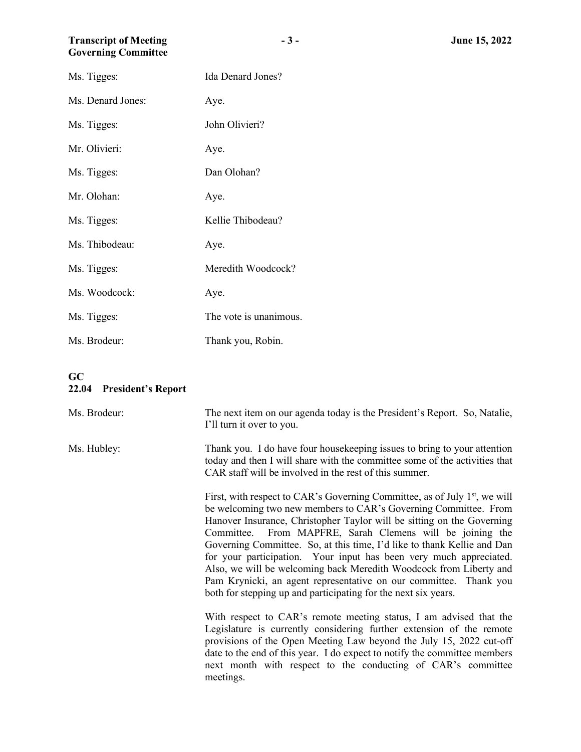| | |
|---|---|
| Ms. Tigges: | Ida Denard Jones? |
| Ms. Denard Jones: | Aye. |
| Ms. Tigges: | John Olivieri? |
| Mr. Olivieri: | Aye. |
| Ms. Tigges: | Dan Olohan? |
| Mr. Olohan: | Aye. |
| Ms. Tigges: | Kellie Thibodeau? |
| Ms. Thibodeau: | Aye. |
| Ms. Tigges: | Meredith Woodcock? |
| Ms. Woodcock: | Aye. |
| Ms. Tigges: | The vote is unanimous. |
| Ms. Brodeur: | Thank you, Robin. |

**GC**
**22.04 President's Report**

Ms. Brodeur: The next item on our agenda today is the President's Report. So, Natalie, I'll turn it over to you.

Ms. Hubley: Thank you. I do have four housekeeping issues to bring to your attention today and then I will share with the committee some of the activities that CAR staff will be involved in the rest of this summer.

First, with respect to CAR's Governing Committee, as of July 1st, we will be welcoming two new members to CAR's Governing Committee. From Hanover Insurance, Christopher Taylor will be sitting on the Governing Committee. From MAPFRE, Sarah Clemens will be joining the Governing Committee. So, at this time, I'd like to thank Kellie and Dan for your participation. Your input has been very much appreciated. Also, we will be welcoming back Meredith Woodcock from Liberty and Pam Krynicki, an agent representative on our committee. Thank you both for stepping up and participating for the next six years.

With respect to CAR's remote meeting status, I am advised that the Legislature is currently considering further extension of the remote provisions of the Open Meeting Law beyond the July 15, 2022 cut-off date to the end of this year. I do expect to notify the committee members next month with respect to the conducting of CAR's committee meetings.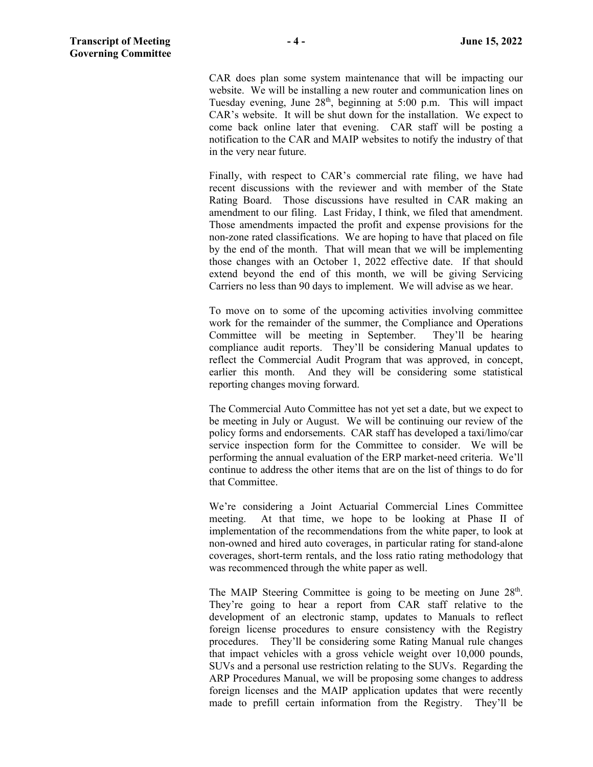CAR does plan some system maintenance that will be impacting our website. We will be installing a new router and communication lines on Tuesday evening, June 28th, beginning at 5:00 p.m. This will impact CAR's website. It will be shut down for the installation. We expect to come back online later that evening. CAR staff will be posting a notification to the CAR and MAIP websites to notify the industry of that in the very near future.

Finally, with respect to CAR's commercial rate filing, we have had recent discussions with the reviewer and with member of the State Rating Board. Those discussions have resulted in CAR making an amendment to our filing. Last Friday, I think, we filed that amendment. Those amendments impacted the profit and expense provisions for the non-zone rated classifications. We are hoping to have that placed on file by the end of the month. That will mean that we will be implementing those changes with an October 1, 2022 effective date. If that should extend beyond the end of this month, we will be giving Servicing Carriers no less than 90 days to implement. We will advise as we hear.

To move on to some of the upcoming activities involving committee work for the remainder of the summer, the Compliance and Operations Committee will be meeting in September. They'll be hearing compliance audit reports. They'll be considering Manual updates to reflect the Commercial Audit Program that was approved, in concept, earlier this month. And they will be considering some statistical reporting changes moving forward.

The Commercial Auto Committee has not yet set a date, but we expect to be meeting in July or August. We will be continuing our review of the policy forms and endorsements. CAR staff has developed a taxi/limo/car service inspection form for the Committee to consider. We will be performing the annual evaluation of the ERP market-need criteria. We'll continue to address the other items that are on the list of things to do for that Committee.

We're considering a Joint Actuarial Commercial Lines Committee meeting. At that time, we hope to be looking at Phase II of implementation of the recommendations from the white paper, to look at non-owned and hired auto coverages, in particular rating for stand-alone coverages, short-term rentals, and the loss ratio rating methodology that was recommenced through the white paper as well.

The MAIP Steering Committee is going to be meeting on June 28th. They're going to hear a report from CAR staff relative to the development of an electronic stamp, updates to Manuals to reflect foreign license procedures to ensure consistency with the Registry procedures. They'll be considering some Rating Manual rule changes that impact vehicles with a gross vehicle weight over 10,000 pounds, SUVs and a personal use restriction relating to the SUVs. Regarding the ARP Procedures Manual, we will be proposing some changes to address foreign licenses and the MAIP application updates that were recently made to prefill certain information from the Registry. They'll be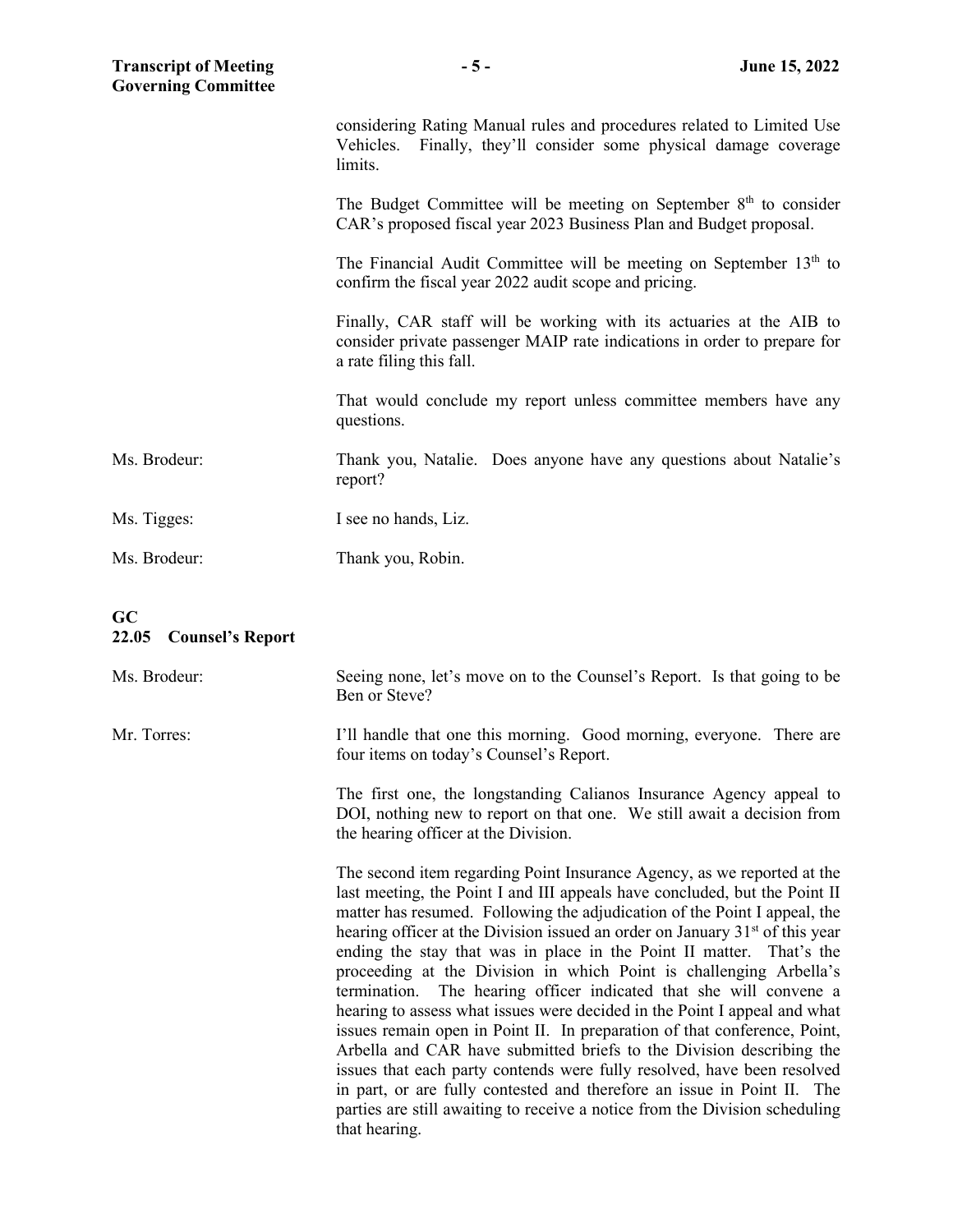considering Rating Manual rules and procedures related to Limited Use Vehicles. Finally, they'll consider some physical damage coverage limits.

The Budget Committee will be meeting on September 8th to consider CAR's proposed fiscal year 2023 Business Plan and Budget proposal.

The Financial Audit Committee will be meeting on September 13th to confirm the fiscal year 2022 audit scope and pricing.

Finally, CAR staff will be working with its actuaries at the AIB to consider private passenger MAIP rate indications in order to prepare for a rate filing this fall.

That would conclude my report unless committee members have any questions.

Ms. Brodeur: Thank you, Natalie. Does anyone have any questions about Natalie's report?

Ms. Tigges: I see no hands, Liz.

Ms. Brodeur: Thank you, Robin.

## GC 22.05 Counsel's Report

Ms. Brodeur: Seeing none, let's move on to the Counsel's Report. Is that going to be Ben or Steve?

Mr. Torres: I'll handle that one this morning. Good morning, everyone. There are four items on today's Counsel's Report.

The first one, the longstanding Calianos Insurance Agency appeal to DOI, nothing new to report on that one. We still await a decision from the hearing officer at the Division.

The second item regarding Point Insurance Agency, as we reported at the last meeting, the Point I and III appeals have concluded, but the Point II matter has resumed. Following the adjudication of the Point I appeal, the hearing officer at the Division issued an order on January 31st of this year ending the stay that was in place in the Point II matter. That's the proceeding at the Division in which Point is challenging Arbella's termination. The hearing officer indicated that she will convene a hearing to assess what issues were decided in the Point I appeal and what issues remain open in Point II. In preparation of that conference, Point, Arbella and CAR have submitted briefs to the Division describing the issues that each party contends were fully resolved, have been resolved in part, or are fully contested and therefore an issue in Point II. The parties are still awaiting to receive a notice from the Division scheduling that hearing.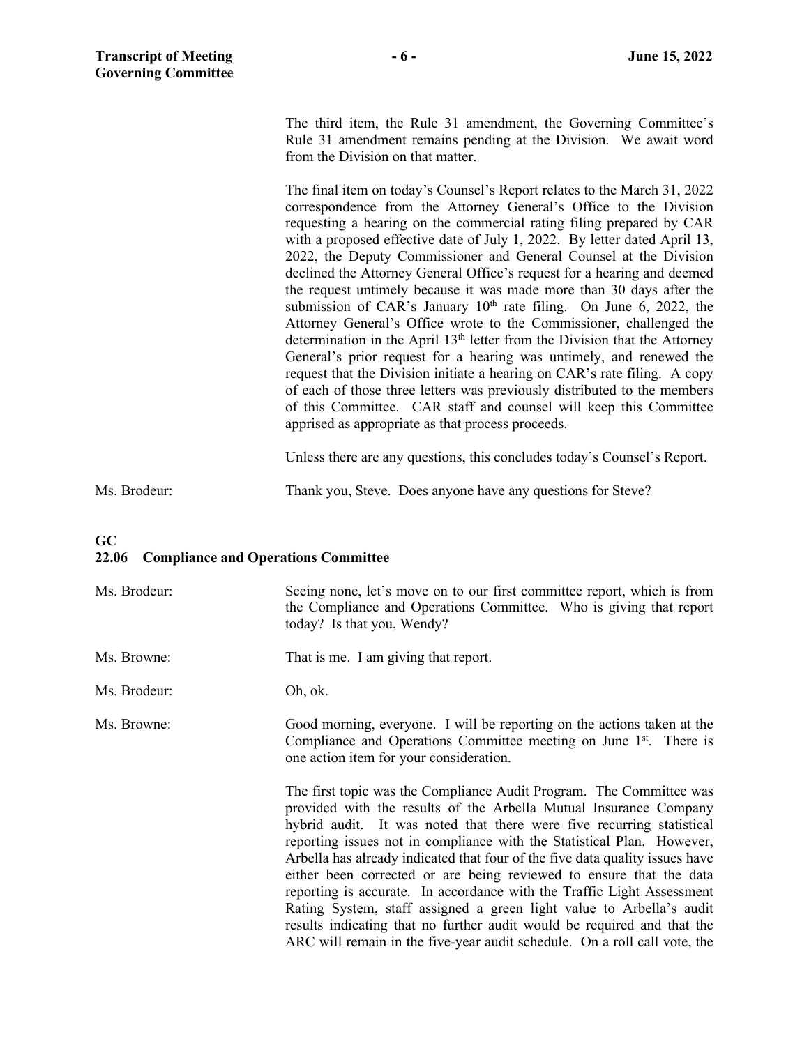The third item, the Rule 31 amendment, the Governing Committee's Rule 31 amendment remains pending at the Division. We await word from the Division on that matter.

The final item on today's Counsel's Report relates to the March 31, 2022 correspondence from the Attorney General's Office to the Division requesting a hearing on the commercial rating filing prepared by CAR with a proposed effective date of July 1, 2022. By letter dated April 13, 2022, the Deputy Commissioner and General Counsel at the Division declined the Attorney General Office's request for a hearing and deemed the request untimely because it was made more than 30 days after the submission of CAR's January 10th rate filing. On June 6, 2022, the Attorney General's Office wrote to the Commissioner, challenged the determination in the April 13th letter from the Division that the Attorney General's prior request for a hearing was untimely, and renewed the request that the Division initiate a hearing on CAR's rate filing. A copy of each of those three letters was previously distributed to the members of this Committee. CAR staff and counsel will keep this Committee apprised as appropriate as that process proceeds.

Unless there are any questions, this concludes today's Counsel's Report.

Ms. Brodeur: Thank you, Steve. Does anyone have any questions for Steve?

## GC 22.06 Compliance and Operations Committee

Ms. Brodeur: Seeing none, let's move on to our first committee report, which is from the Compliance and Operations Committee. Who is giving that report today? Is that you, Wendy?

Ms. Browne: That is me. I am giving that report.

Ms. Brodeur: Oh, ok.

Ms. Browne: Good morning, everyone. I will be reporting on the actions taken at the Compliance and Operations Committee meeting on June 1st. There is one action item for your consideration.

The first topic was the Compliance Audit Program. The Committee was provided with the results of the Arbella Mutual Insurance Company hybrid audit. It was noted that there were five recurring statistical reporting issues not in compliance with the Statistical Plan. However, Arbella has already indicated that four of the five data quality issues have either been corrected or are being reviewed to ensure that the data reporting is accurate. In accordance with the Traffic Light Assessment Rating System, staff assigned a green light value to Arbella's audit results indicating that no further audit would be required and that the ARC will remain in the five-year audit schedule. On a roll call vote, the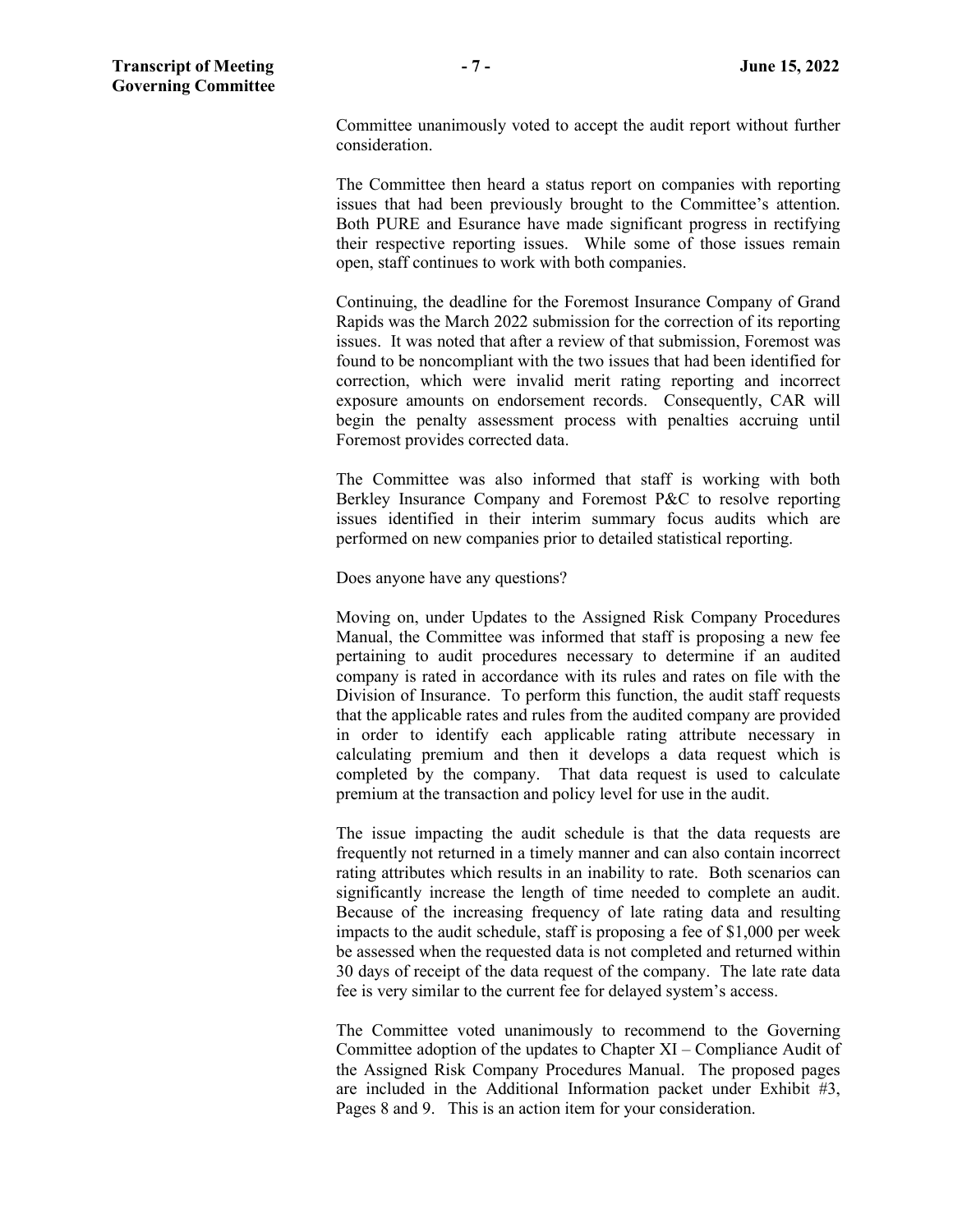Committee unanimously voted to accept the audit report without further consideration.

The Committee then heard a status report on companies with reporting issues that had been previously brought to the Committee's attention. Both PURE and Esurance have made significant progress in rectifying their respective reporting issues. While some of those issues remain open, staff continues to work with both companies.

Continuing, the deadline for the Foremost Insurance Company of Grand Rapids was the March 2022 submission for the correction of its reporting issues. It was noted that after a review of that submission, Foremost was found to be noncompliant with the two issues that had been identified for correction, which were invalid merit rating reporting and incorrect exposure amounts on endorsement records. Consequently, CAR will begin the penalty assessment process with penalties accruing until Foremost provides corrected data.

The Committee was also informed that staff is working with both Berkley Insurance Company and Foremost P&C to resolve reporting issues identified in their interim summary focus audits which are performed on new companies prior to detailed statistical reporting.

Does anyone have any questions?

Moving on, under Updates to the Assigned Risk Company Procedures Manual, the Committee was informed that staff is proposing a new fee pertaining to audit procedures necessary to determine if an audited company is rated in accordance with its rules and rates on file with the Division of Insurance. To perform this function, the audit staff requests that the applicable rates and rules from the audited company are provided in order to identify each applicable rating attribute necessary in calculating premium and then it develops a data request which is completed by the company. That data request is used to calculate premium at the transaction and policy level for use in the audit.

The issue impacting the audit schedule is that the data requests are frequently not returned in a timely manner and can also contain incorrect rating attributes which results in an inability to rate. Both scenarios can significantly increase the length of time needed to complete an audit. Because of the increasing frequency of late rating data and resulting impacts to the audit schedule, staff is proposing a fee of $1,000 per week be assessed when the requested data is not completed and returned within 30 days of receipt of the data request of the company. The late rate data fee is very similar to the current fee for delayed system's access.

The Committee voted unanimously to recommend to the Governing Committee adoption of the updates to Chapter XI – Compliance Audit of the Assigned Risk Company Procedures Manual. The proposed pages are included in the Additional Information packet under Exhibit #3, Pages 8 and 9. This is an action item for your consideration.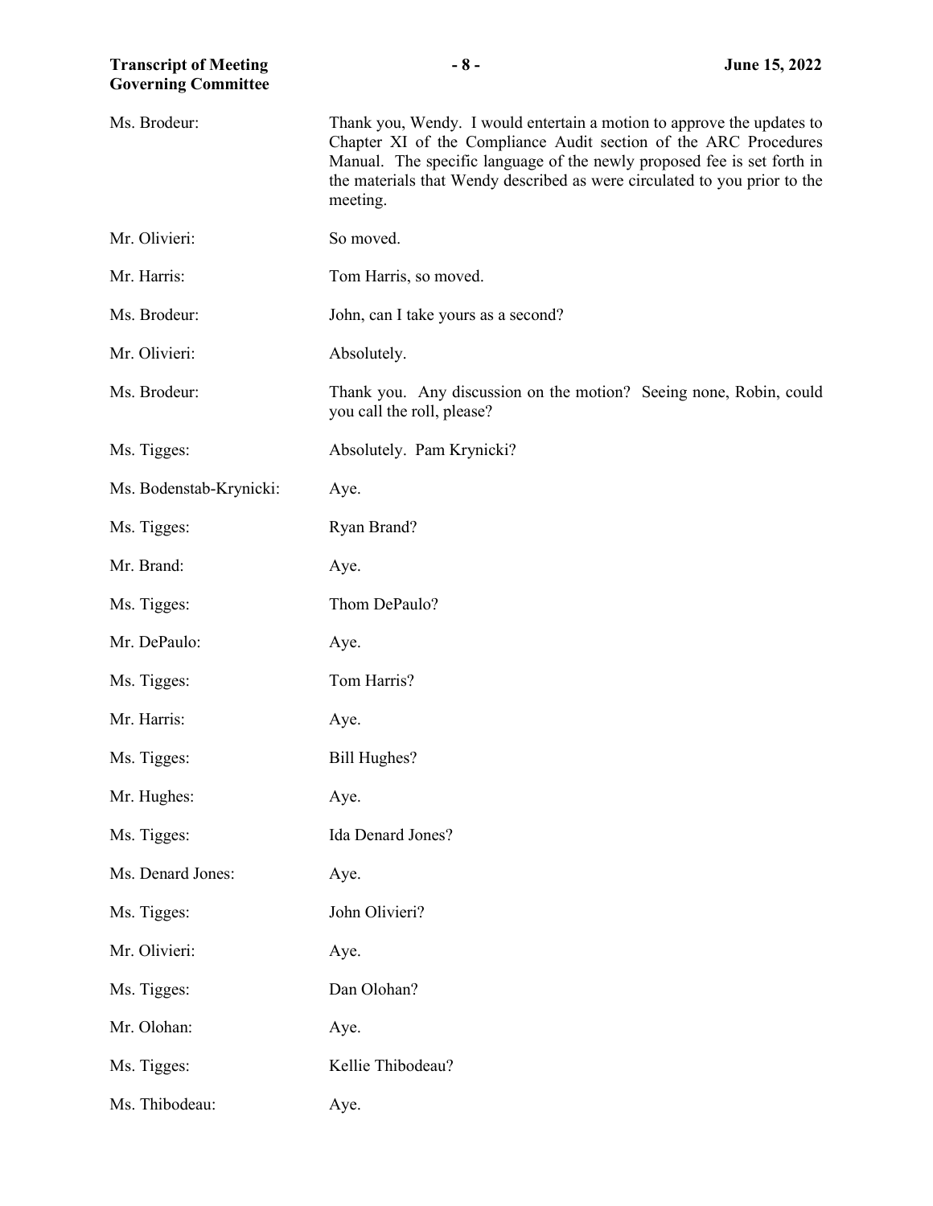| | |
|---|---|
| Ms. Brodeur: | Thank you, Wendy. I would entertain a motion to approve the updates to Chapter XI of the Compliance Audit section of the ARC Procedures Manual. The specific language of the newly proposed fee is set forth in the materials that Wendy described as were circulated to you prior to the meeting. |
| Mr. Olivieri: | So moved. |
| Mr. Harris: | Tom Harris, so moved. |
| Ms. Brodeur: | John, can I take yours as a second? |
| Mr. Olivieri: | Absolutely. |
| Ms. Brodeur: | Thank you. Any discussion on the motion? Seeing none, Robin, could you call the roll, please? |
| Ms. Tigges: | Absolutely. Pam Krynicki? |
| Ms. Bodenstab-Krynicki: | Aye. |
| Ms. Tigges: | Ryan Brand? |
| Mr. Brand: | Aye. |
| Ms. Tigges: | Thom DePaulo? |
| Mr. DePaulo: | Aye. |
| Ms. Tigges: | Tom Harris? |
| Mr. Harris: | Aye. |
| Ms. Tigges: | Bill Hughes? |
| Mr. Hughes: | Aye. |
| Ms. Tigges: | Ida Denard Jones? |
| Ms. Denard Jones: | Aye. |
| Ms. Tigges: | John Olivieri? |
| Mr. Olivieri: | Aye. |
| Ms. Tigges: | Dan Olohan? |
| Mr. Olohan: | Aye. |
| Ms. Tigges: | Kellie Thibodeau? |
| Ms. Thibodeau: | Aye. |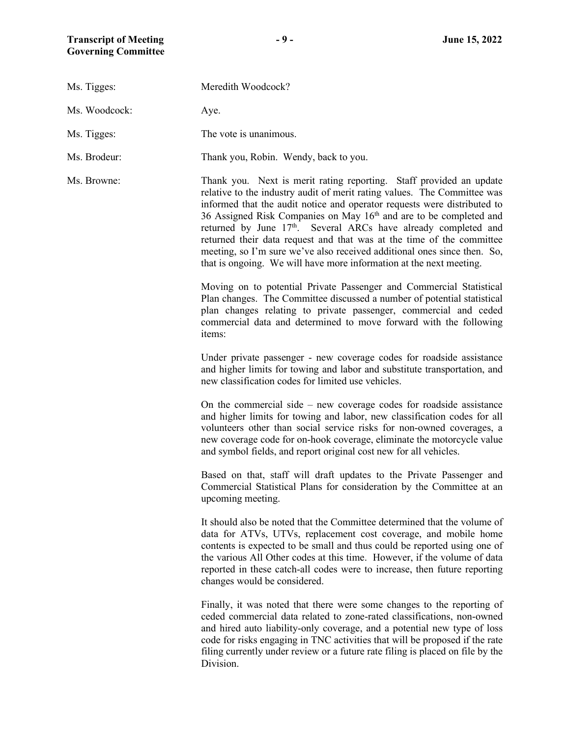Ms. Tigges: Meredith Woodcock?

Ms. Woodcock: Aye.

Ms. Tigges: The vote is unanimous.

Ms. Brodeur: Thank you, Robin. Wendy, back to you.

Ms. Browne: Thank you. Next is merit rating reporting. Staff provided an update relative to the industry audit of merit rating values. The Committee was informed that the audit notice and operator requests were distributed to 36 Assigned Risk Companies on May 16th and are to be completed and returned by June 17th. Several ARCs have already completed and returned their data request and that was at the time of the committee meeting, so I'm sure we've also received additional ones since then. So, that is ongoing. We will have more information at the next meeting.

Moving on to potential Private Passenger and Commercial Statistical Plan changes. The Committee discussed a number of potential statistical plan changes relating to private passenger, commercial and ceded commercial data and determined to move forward with the following items:

Under private passenger - new coverage codes for roadside assistance and higher limits for towing and labor and substitute transportation, and new classification codes for limited use vehicles.

On the commercial side – new coverage codes for roadside assistance and higher limits for towing and labor, new classification codes for all volunteers other than social service risks for non-owned coverages, a new coverage code for on-hook coverage, eliminate the motorcycle value and symbol fields, and report original cost new for all vehicles.

Based on that, staff will draft updates to the Private Passenger and Commercial Statistical Plans for consideration by the Committee at an upcoming meeting.

It should also be noted that the Committee determined that the volume of data for ATVs, UTVs, replacement cost coverage, and mobile home contents is expected to be small and thus could be reported using one of the various All Other codes at this time. However, if the volume of data reported in these catch-all codes were to increase, then future reporting changes would be considered.

Finally, it was noted that there were some changes to the reporting of ceded commercial data related to zone-rated classifications, non-owned and hired auto liability-only coverage, and a potential new type of loss code for risks engaging in TNC activities that will be proposed if the rate filing currently under review or a future rate filing is placed on file by the Division.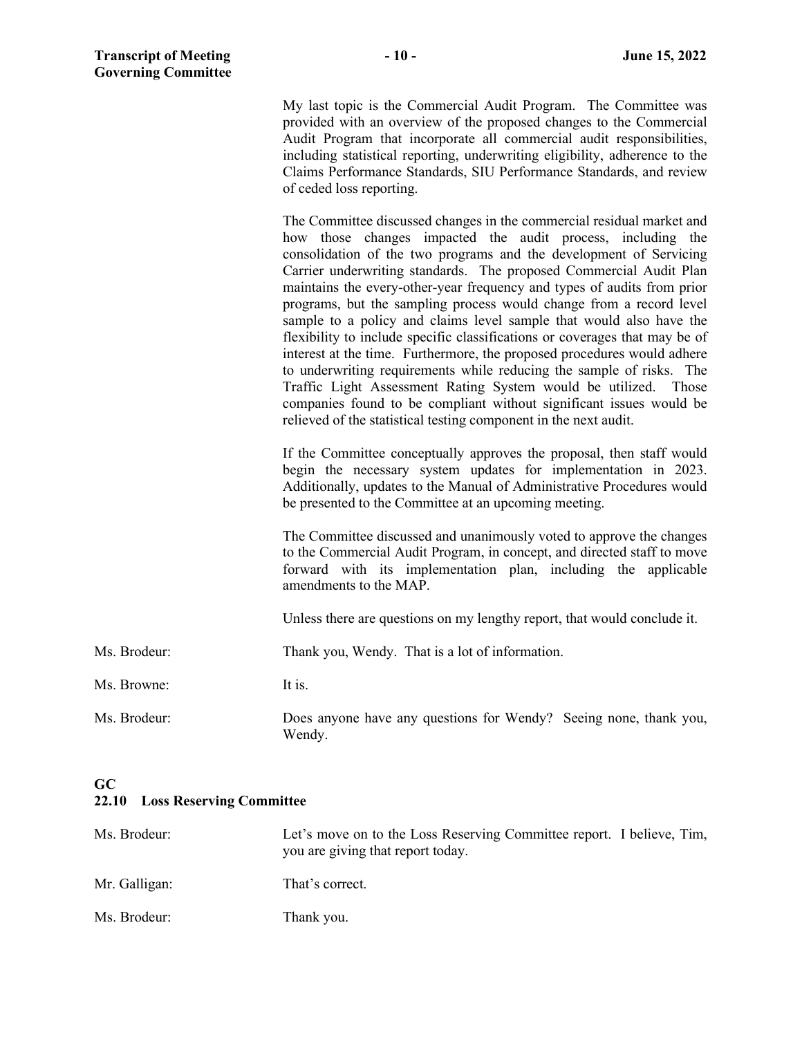My last topic is the Commercial Audit Program. The Committee was provided with an overview of the proposed changes to the Commercial Audit Program that incorporate all commercial audit responsibilities, including statistical reporting, underwriting eligibility, adherence to the Claims Performance Standards, SIU Performance Standards, and review of ceded loss reporting.

The Committee discussed changes in the commercial residual market and how those changes impacted the audit process, including the consolidation of the two programs and the development of Servicing Carrier underwriting standards. The proposed Commercial Audit Plan maintains the every-other-year frequency and types of audits from prior programs, but the sampling process would change from a record level sample to a policy and claims level sample that would also have the flexibility to include specific classifications or coverages that may be of interest at the time. Furthermore, the proposed procedures would adhere to underwriting requirements while reducing the sample of risks. The Traffic Light Assessment Rating System would be utilized. Those companies found to be compliant without significant issues would be relieved of the statistical testing component in the next audit.

If the Committee conceptually approves the proposal, then staff would begin the necessary system updates for implementation in 2023. Additionally, updates to the Manual of Administrative Procedures would be presented to the Committee at an upcoming meeting.

The Committee discussed and unanimously voted to approve the changes to the Commercial Audit Program, in concept, and directed staff to move forward with its implementation plan, including the applicable amendments to the MAP.

Unless there are questions on my lengthy report, that would conclude it.

Ms. Brodeur: Thank you, Wendy. That is a lot of information.

Ms. Browne: It is.

Ms. Brodeur: Does anyone have any questions for Wendy? Seeing none, thank you, Wendy.

**GC**
**22.10 Loss Reserving Committee**

Ms. Brodeur: Let's move on to the Loss Reserving Committee report. I believe, Tim, you are giving that report today.

Mr. Galligan: That's correct.

Ms. Brodeur: Thank you.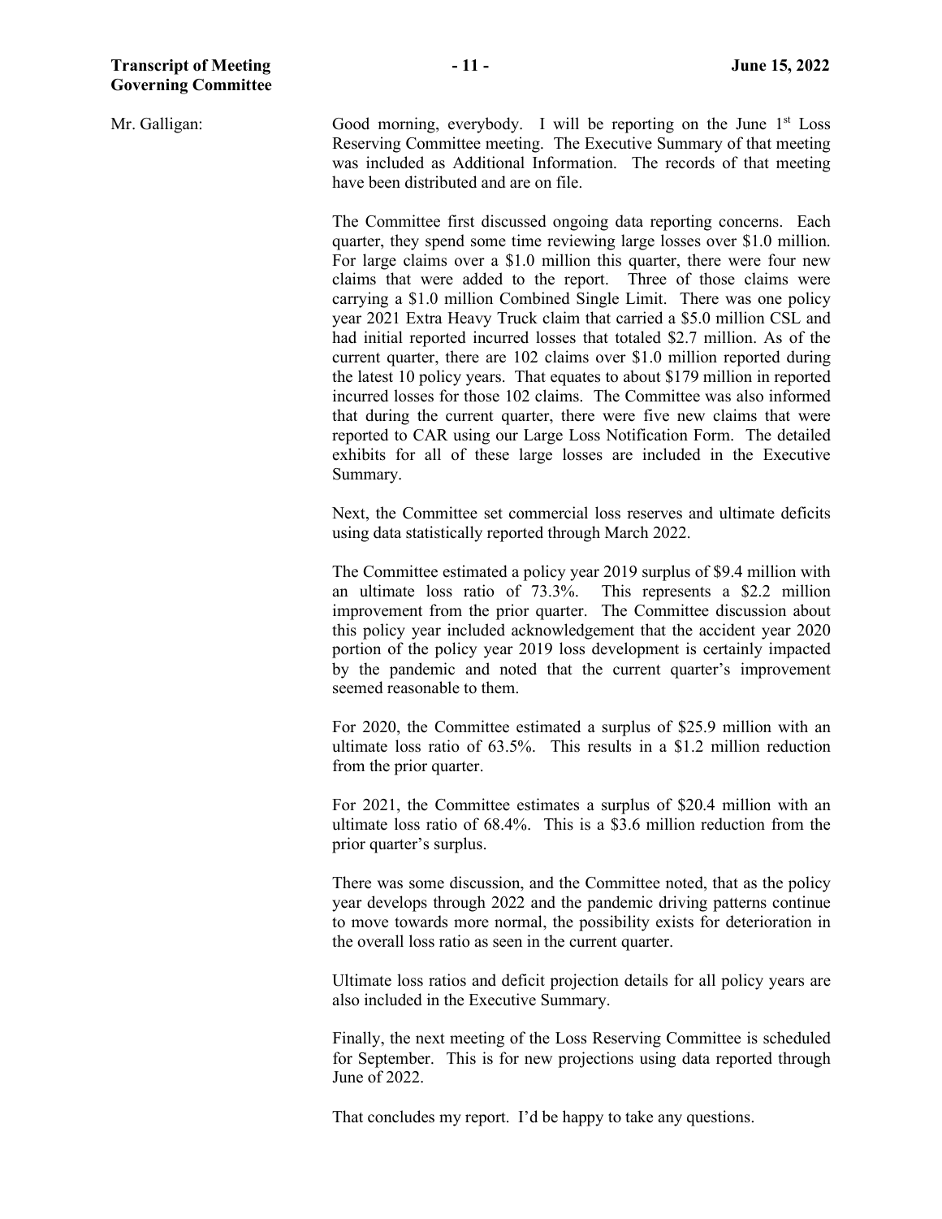Mr. Galligan: Good morning, everybody. I will be reporting on the June 1st Loss Reserving Committee meeting. The Executive Summary of that meeting was included as Additional Information. The records of that meeting have been distributed and are on file.

The Committee first discussed ongoing data reporting concerns. Each quarter, they spend some time reviewing large losses over $1.0 million. For large claims over a $1.0 million this quarter, there were four new claims that were added to the report. Three of those claims were carrying a $1.0 million Combined Single Limit. There was one policy year 2021 Extra Heavy Truck claim that carried a $5.0 million CSL and had initial reported incurred losses that totaled $2.7 million. As of the current quarter, there are 102 claims over $1.0 million reported during the latest 10 policy years. That equates to about $179 million in reported incurred losses for those 102 claims. The Committee was also informed that during the current quarter, there were five new claims that were reported to CAR using our Large Loss Notification Form. The detailed exhibits for all of these large losses are included in the Executive Summary.

Next, the Committee set commercial loss reserves and ultimate deficits using data statistically reported through March 2022.

The Committee estimated a policy year 2019 surplus of $9.4 million with an ultimate loss ratio of 73.3%. This represents a $2.2 million improvement from the prior quarter. The Committee discussion about this policy year included acknowledgement that the accident year 2020 portion of the policy year 2019 loss development is certainly impacted by the pandemic and noted that the current quarter's improvement seemed reasonable to them.

For 2020, the Committee estimated a surplus of $25.9 million with an ultimate loss ratio of 63.5%. This results in a $1.2 million reduction from the prior quarter.

For 2021, the Committee estimates a surplus of $20.4 million with an ultimate loss ratio of 68.4%. This is a $3.6 million reduction from the prior quarter's surplus.

There was some discussion, and the Committee noted, that as the policy year develops through 2022 and the pandemic driving patterns continue to move towards more normal, the possibility exists for deterioration in the overall loss ratio as seen in the current quarter.

Ultimate loss ratios and deficit projection details for all policy years are also included in the Executive Summary.

Finally, the next meeting of the Loss Reserving Committee is scheduled for September. This is for new projections using data reported through June of 2022.

That concludes my report. I'd be happy to take any questions.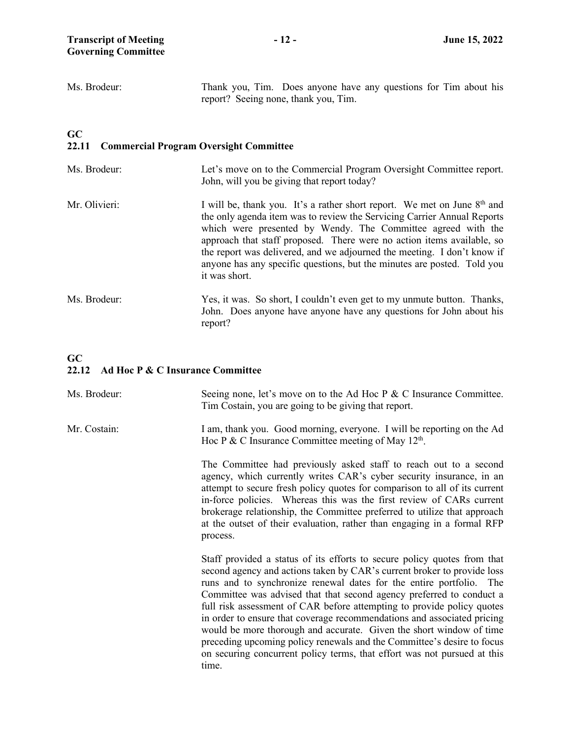Ms. Brodeur: Thank you, Tim. Does anyone have any questions for Tim about his report? Seeing none, thank you, Tim.

## GC 22.11 Commercial Program Oversight Committee

Ms. Brodeur: Let's move on to the Commercial Program Oversight Committee report. John, will you be giving that report today?

Mr. Olivieri: I will be, thank you. It's a rather short report. We met on June 8th and the only agenda item was to review the Servicing Carrier Annual Reports which were presented by Wendy. The Committee agreed with the approach that staff proposed. There were no action items available, so the report was delivered, and we adjourned the meeting. I don't know if anyone has any specific questions, but the minutes are posted. Told you it was short.

Ms. Brodeur: Yes, it was. So short, I couldn't even get to my unmute button. Thanks, John. Does anyone have anyone have any questions for John about his report?

## GC 22.12 Ad Hoc P & C Insurance Committee

Ms. Brodeur: Seeing none, let's move on to the Ad Hoc P & C Insurance Committee. Tim Costain, you are going to be giving that report.

Mr. Costain: I am, thank you. Good morning, everyone. I will be reporting on the Ad Hoc P & C Insurance Committee meeting of May 12th.

The Committee had previously asked staff to reach out to a second agency, which currently writes CAR's cyber security insurance, in an attempt to secure fresh policy quotes for comparison to all of its current in-force policies. Whereas this was the first review of CARs current brokerage relationship, the Committee preferred to utilize that approach at the outset of their evaluation, rather than engaging in a formal RFP process.

Staff provided a status of its efforts to secure policy quotes from that second agency and actions taken by CAR's current broker to provide loss runs and to synchronize renewal dates for the entire portfolio. The Committee was advised that that second agency preferred to conduct a full risk assessment of CAR before attempting to provide policy quotes in order to ensure that coverage recommendations and associated pricing would be more thorough and accurate. Given the short window of time preceding upcoming policy renewals and the Committee's desire to focus on securing concurrent policy terms, that effort was not pursued at this time.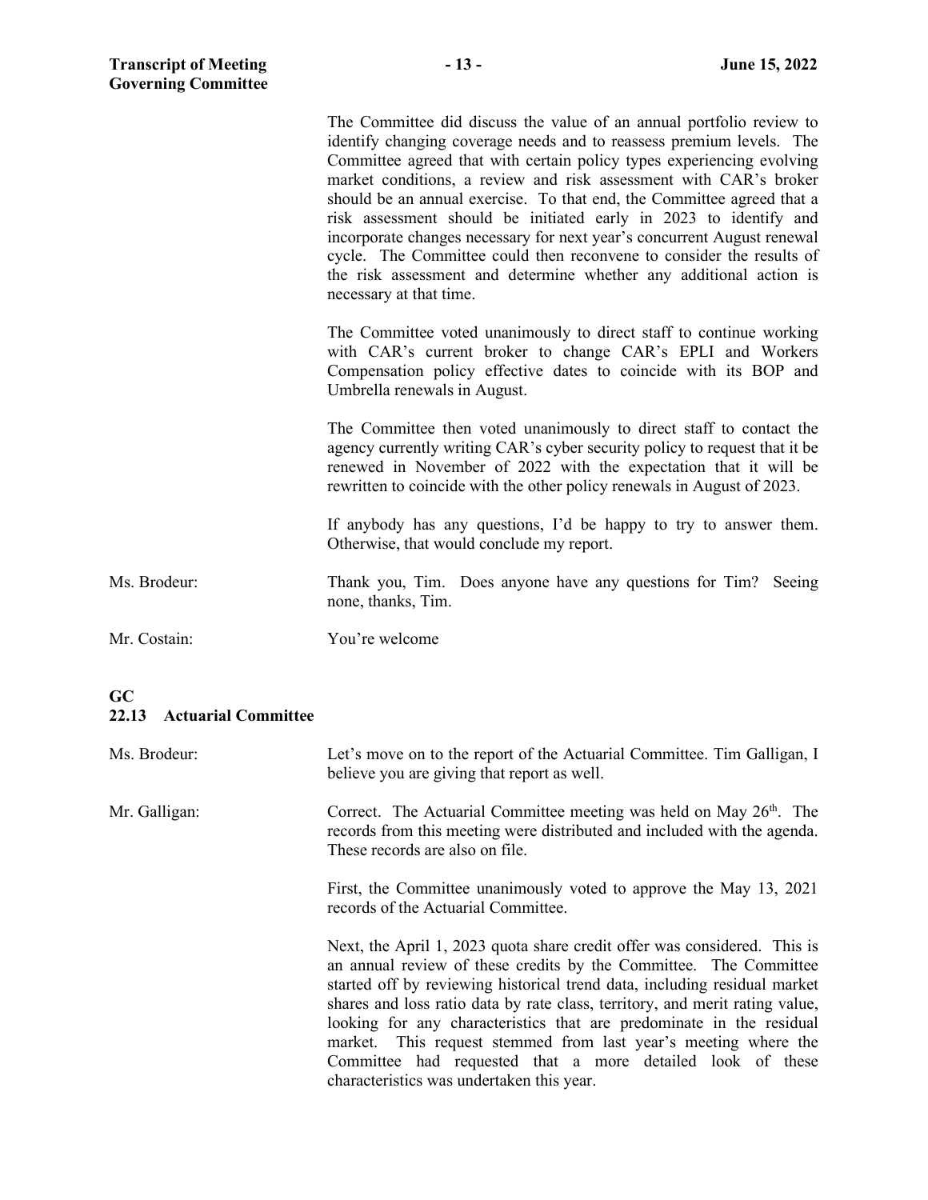The Committee did discuss the value of an annual portfolio review to identify changing coverage needs and to reassess premium levels. The Committee agreed that with certain policy types experiencing evolving market conditions, a review and risk assessment with CAR's broker should be an annual exercise. To that end, the Committee agreed that a risk assessment should be initiated early in 2023 to identify and incorporate changes necessary for next year's concurrent August renewal cycle. The Committee could then reconvene to consider the results of the risk assessment and determine whether any additional action is necessary at that time.

The Committee voted unanimously to direct staff to continue working with CAR's current broker to change CAR's EPLI and Workers Compensation policy effective dates to coincide with its BOP and Umbrella renewals in August.

The Committee then voted unanimously to direct staff to contact the agency currently writing CAR's cyber security policy to request that it be renewed in November of 2022 with the expectation that it will be rewritten to coincide with the other policy renewals in August of 2023.

If anybody has any questions, I'd be happy to try to answer them. Otherwise, that would conclude my report.

Ms. Brodeur: Thank you, Tim. Does anyone have any questions for Tim? Seeing none, thanks, Tim.

Mr. Costain: You're welcome

## GC 22.13 Actuarial Committee

Ms. Brodeur: Let's move on to the report of the Actuarial Committee. Tim Galligan, I believe you are giving that report as well.

Mr. Galligan: Correct. The Actuarial Committee meeting was held on May 26th. The records from this meeting were distributed and included with the agenda. These records are also on file.

First, the Committee unanimously voted to approve the May 13, 2021 records of the Actuarial Committee.

Next, the April 1, 2023 quota share credit offer was considered. This is an annual review of these credits by the Committee. The Committee started off by reviewing historical trend data, including residual market shares and loss ratio data by rate class, territory, and merit rating value, looking for any characteristics that are predominate in the residual market. This request stemmed from last year's meeting where the Committee had requested that a more detailed look of these characteristics was undertaken this year.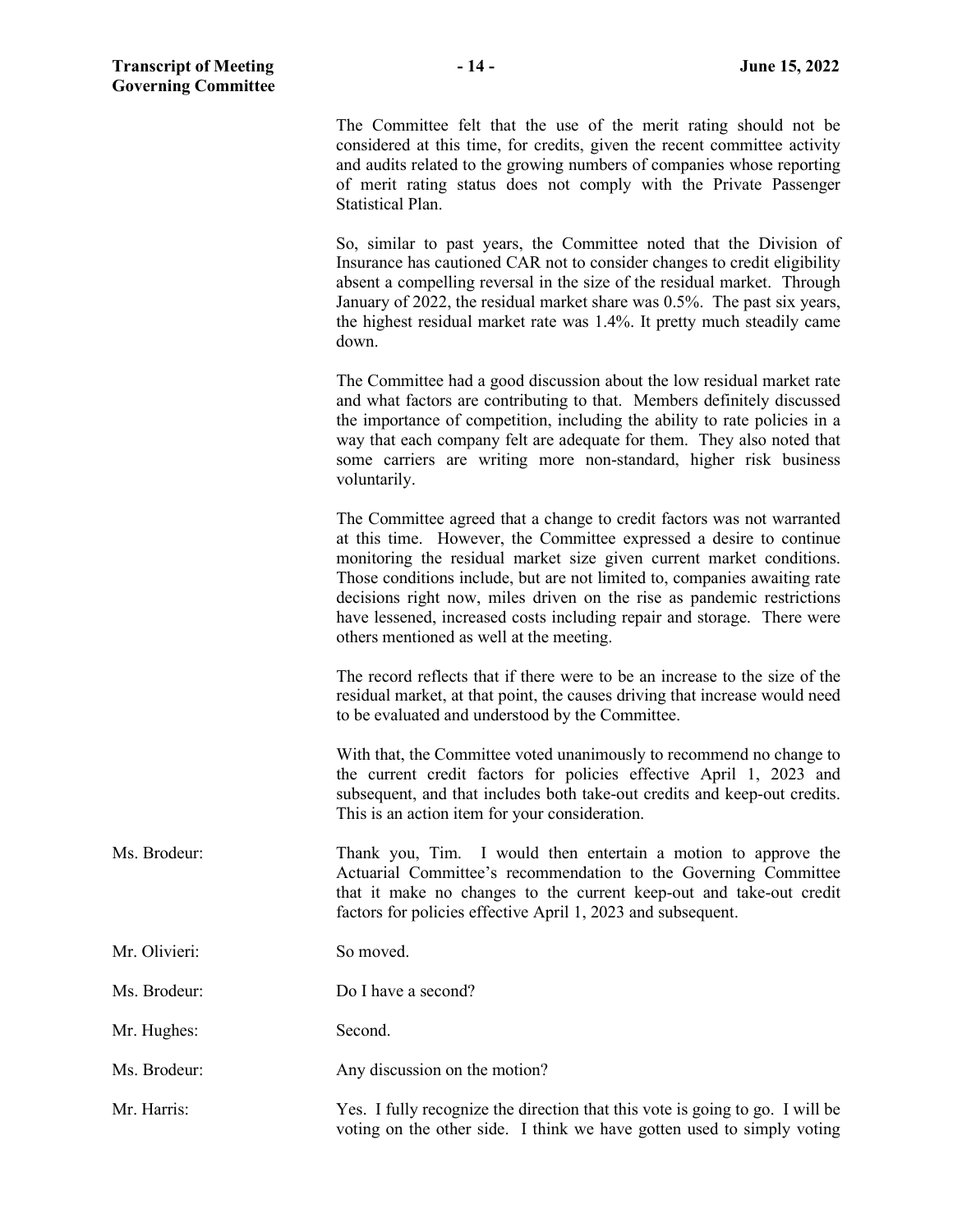The Committee felt that the use of the merit rating should not be considered at this time, for credits, given the recent committee activity and audits related to the growing numbers of companies whose reporting of merit rating status does not comply with the Private Passenger Statistical Plan.

So, similar to past years, the Committee noted that the Division of Insurance has cautioned CAR not to consider changes to credit eligibility absent a compelling reversal in the size of the residual market. Through January of 2022, the residual market share was 0.5%. The past six years, the highest residual market rate was 1.4%. It pretty much steadily came down.

The Committee had a good discussion about the low residual market rate and what factors are contributing to that. Members definitely discussed the importance of competition, including the ability to rate policies in a way that each company felt are adequate for them. They also noted that some carriers are writing more non-standard, higher risk business voluntarily.

The Committee agreed that a change to credit factors was not warranted at this time. However, the Committee expressed a desire to continue monitoring the residual market size given current market conditions. Those conditions include, but are not limited to, companies awaiting rate decisions right now, miles driven on the rise as pandemic restrictions have lessened, increased costs including repair and storage. There were others mentioned as well at the meeting.

The record reflects that if there were to be an increase to the size of the residual market, at that point, the causes driving that increase would need to be evaluated and understood by the Committee.

With that, the Committee voted unanimously to recommend no change to the current credit factors for policies effective April 1, 2023 and subsequent, and that includes both take-out credits and keep-out credits. This is an action item for your consideration.

Ms. Brodeur: Thank you, Tim. I would then entertain a motion to approve the Actuarial Committee's recommendation to the Governing Committee that it make no changes to the current keep-out and take-out credit factors for policies effective April 1, 2023 and subsequent.

Mr. Olivieri: So moved.

Ms. Brodeur: Do I have a second?

Mr. Hughes: Second.

Ms. Brodeur: Any discussion on the motion?

Mr. Harris: Yes. I fully recognize the direction that this vote is going to go. I will be voting on the other side. I think we have gotten used to simply voting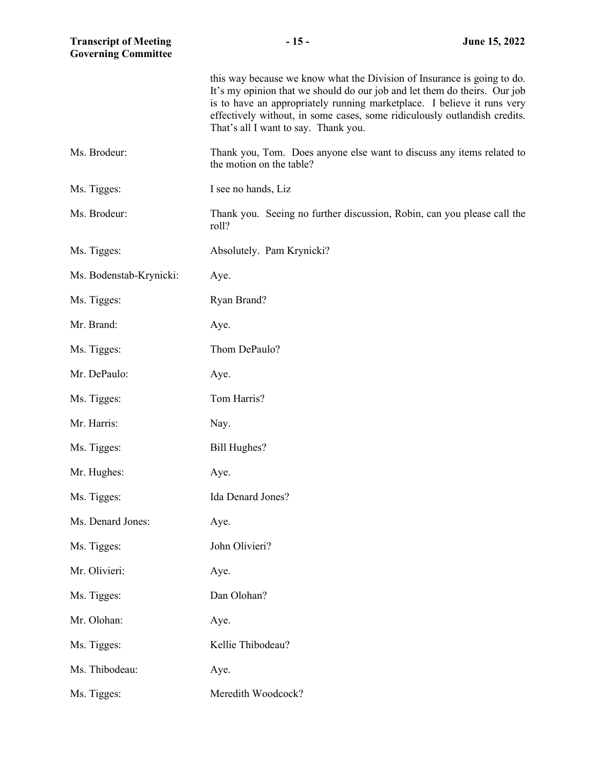this way because we know what the Division of Insurance is going to do. It's my opinion that we should do our job and let them do theirs. Our job is to have an appropriately running marketplace. I believe it runs very effectively without, in some cases, some ridiculously outlandish credits. That's all I want to say. Thank you.

Ms. Brodeur: Thank you, Tom. Does anyone else want to discuss any items related to the motion on the table?

Ms. Tigges: I see no hands, Liz

Ms. Brodeur: Thank you. Seeing no further discussion, Robin, can you please call the roll?

Ms. Tigges: Absolutely. Pam Krynicki?

Ms. Bodenstab-Krynicki: Aye.

Ms. Tigges: Ryan Brand?

Mr. Brand: Aye.

Ms. Tigges: Thom DePaulo?

Mr. DePaulo: Aye.

Ms. Tigges: Tom Harris?

Mr. Harris: Nay.

Ms. Tigges: Bill Hughes?

Mr. Hughes: Aye.

Ms. Tigges: Ida Denard Jones?

Ms. Denard Jones: Aye.

Ms. Tigges: John Olivieri?

Mr. Olivieri: Aye.

Ms. Tigges: Dan Olohan?

Mr. Olohan: Aye.

Ms. Tigges: Kellie Thibodeau?

Ms. Thibodeau: Aye.

Ms. Tigges: Meredith Woodcock?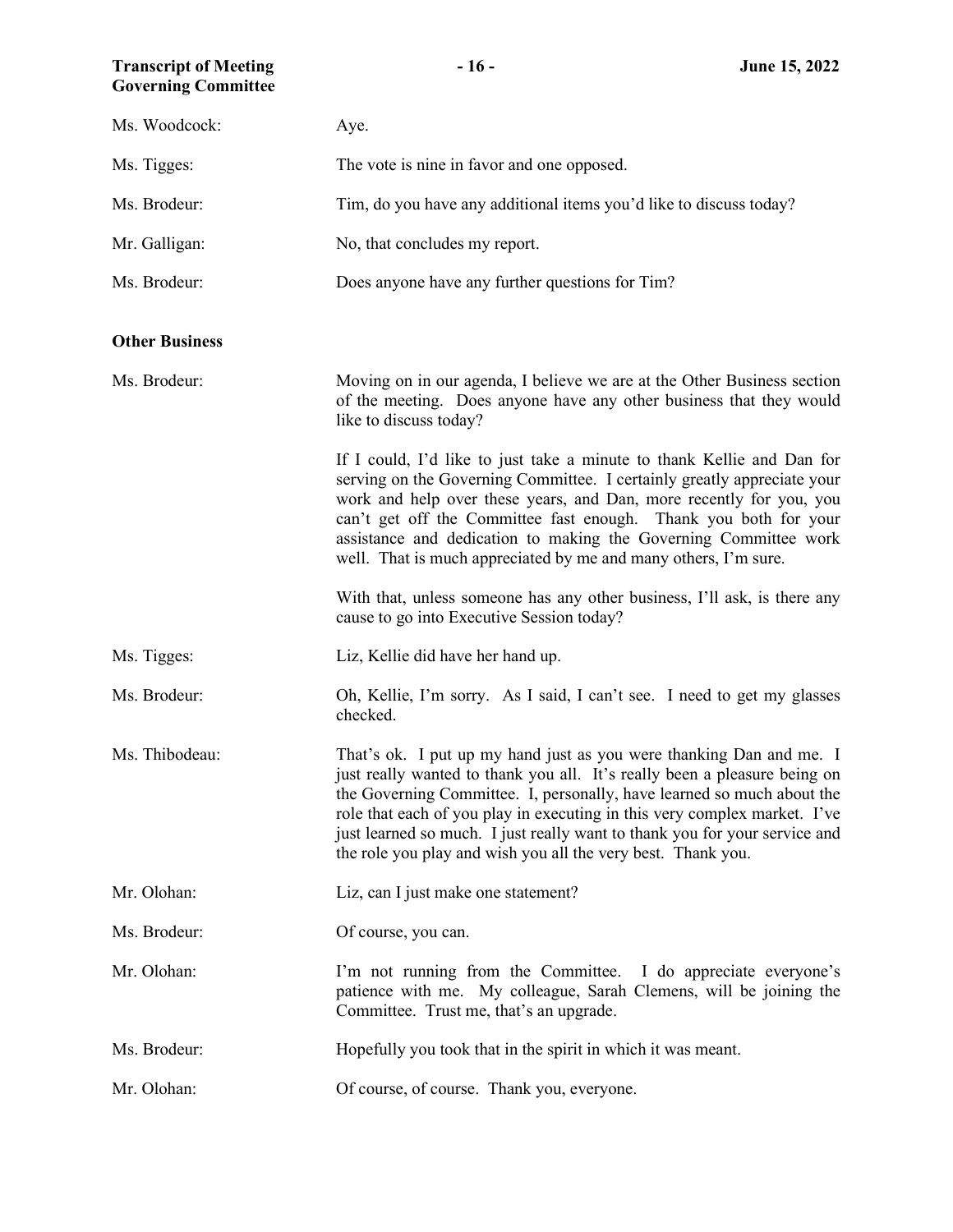Ms. Woodcock: Aye.

Ms. Tigges: The vote is nine in favor and one opposed.

Ms. Brodeur: Tim, do you have any additional items you'd like to discuss today?

Mr. Galligan: No, that concludes my report.

Ms. Brodeur: Does anyone have any further questions for Tim?

**Other Business**

Ms. Brodeur: Moving on in our agenda, I believe we are at the Other Business section of the meeting. Does anyone have any other business that they would like to discuss today?

If I could, I'd like to just take a minute to thank Kellie and Dan for serving on the Governing Committee. I certainly greatly appreciate your work and help over these years, and Dan, more recently for you, you can't get off the Committee fast enough. Thank you both for your assistance and dedication to making the Governing Committee work well. That is much appreciated by me and many others, I'm sure.

With that, unless someone has any other business, I'll ask, is there any cause to go into Executive Session today?

Ms. Tigges: Liz, Kellie did have her hand up.

Ms. Brodeur: Oh, Kellie, I'm sorry. As I said, I can't see. I need to get my glasses checked.

Ms. Thibodeau: That's ok. I put up my hand just as you were thanking Dan and me. I just really wanted to thank you all. It's really been a pleasure being on the Governing Committee. I, personally, have learned so much about the role that each of you play in executing in this very complex market. I've just learned so much. I just really want to thank you for your service and the role you play and wish you all the very best. Thank you.

Mr. Olohan: Liz, can I just make one statement?

Ms. Brodeur: Of course, you can.

Mr. Olohan: I'm not running from the Committee. I do appreciate everyone's patience with me. My colleague, Sarah Clemens, will be joining the Committee. Trust me, that's an upgrade.

Ms. Brodeur: Hopefully you took that in the spirit in which it was meant.

Mr. Olohan: Of course, of course. Thank you, everyone.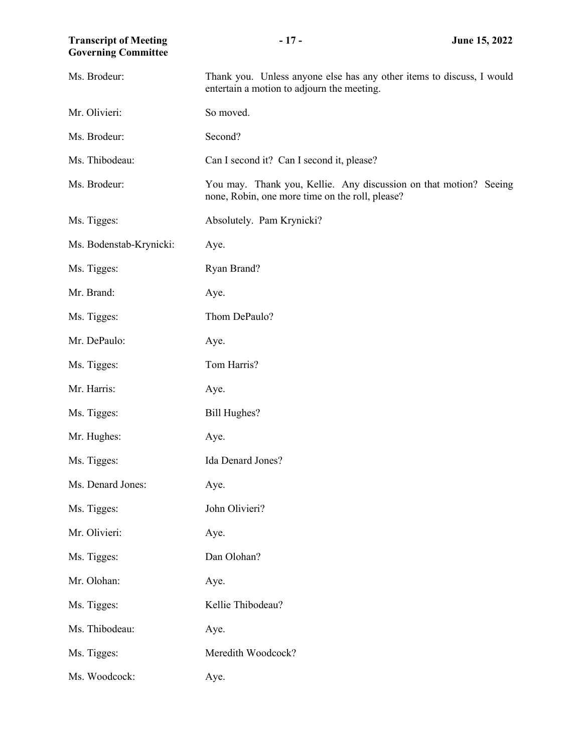Ms. Brodeur: Thank you. Unless anyone else has any other items to discuss, I would entertain a motion to adjourn the meeting.

Mr. Olivieri: So moved.

Ms. Brodeur: Second?

Ms. Thibodeau: Can I second it? Can I second it, please?

Ms. Brodeur: You may. Thank you, Kellie. Any discussion on that motion? Seeing none, Robin, one more time on the roll, please?

Ms. Tigges: Absolutely. Pam Krynicki?

Ms. Bodenstab-Krynicki: Aye.

Ms. Tigges: Ryan Brand?

Mr. Brand: Aye.

Ms. Tigges: Thom DePaulo?

Mr. DePaulo: Aye.

Ms. Tigges: Tom Harris?

Mr. Harris: Aye.

Ms. Tigges: Bill Hughes?

Mr. Hughes: Aye.

Ms. Tigges: Ida Denard Jones?

Ms. Denard Jones: Aye.

Ms. Tigges: John Olivieri?

Mr. Olivieri: Aye.

Ms. Tigges: Dan Olohan?

Mr. Olohan: Aye.

Ms. Tigges: Kellie Thibodeau?

Ms. Thibodeau: Aye.

Ms. Tigges: Meredith Woodcock?

Ms. Woodcock: Aye.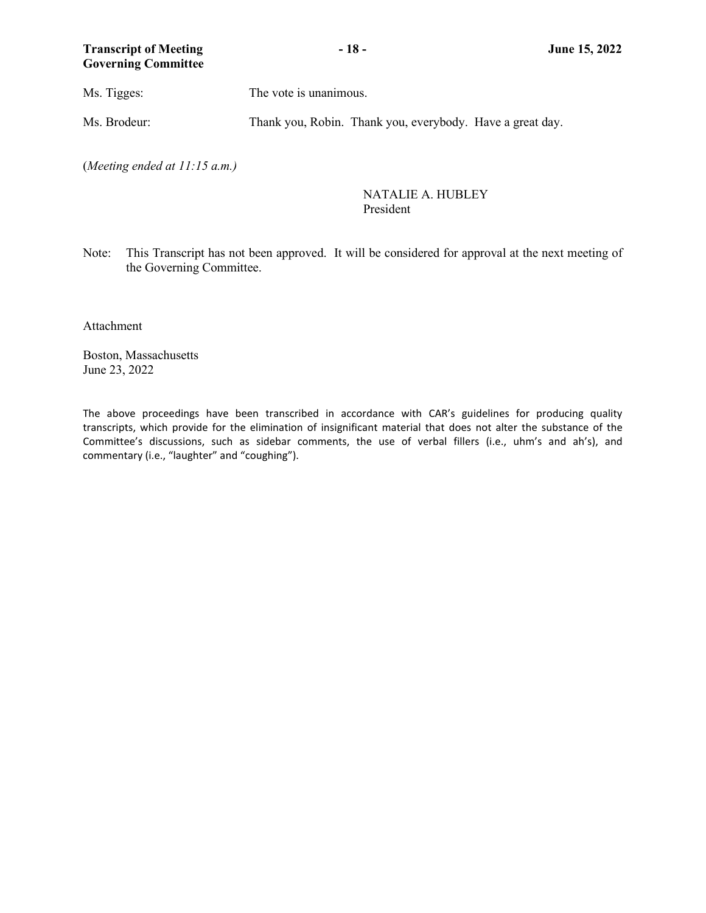Ms. Tigges: The vote is unanimous.

Ms. Brodeur: Thank you, Robin. Thank you, everybody. Have a great day.

(*Meeting ended at 11:15 a.m.)*

NATALIE A. HUBLEY
President

Note: This Transcript has not been approved. It will be considered for approval at the next meeting of the Governing Committee.

Attachment

Boston, Massachusetts
June 23, 2022

The above proceedings have been transcribed in accordance with CAR's guidelines for producing quality transcripts, which provide for the elimination of insignificant material that does not alter the substance of the Committee's discussions, such as sidebar comments, the use of verbal fillers (i.e., uhm's and ah's), and commentary (i.e., "laughter" and "coughing").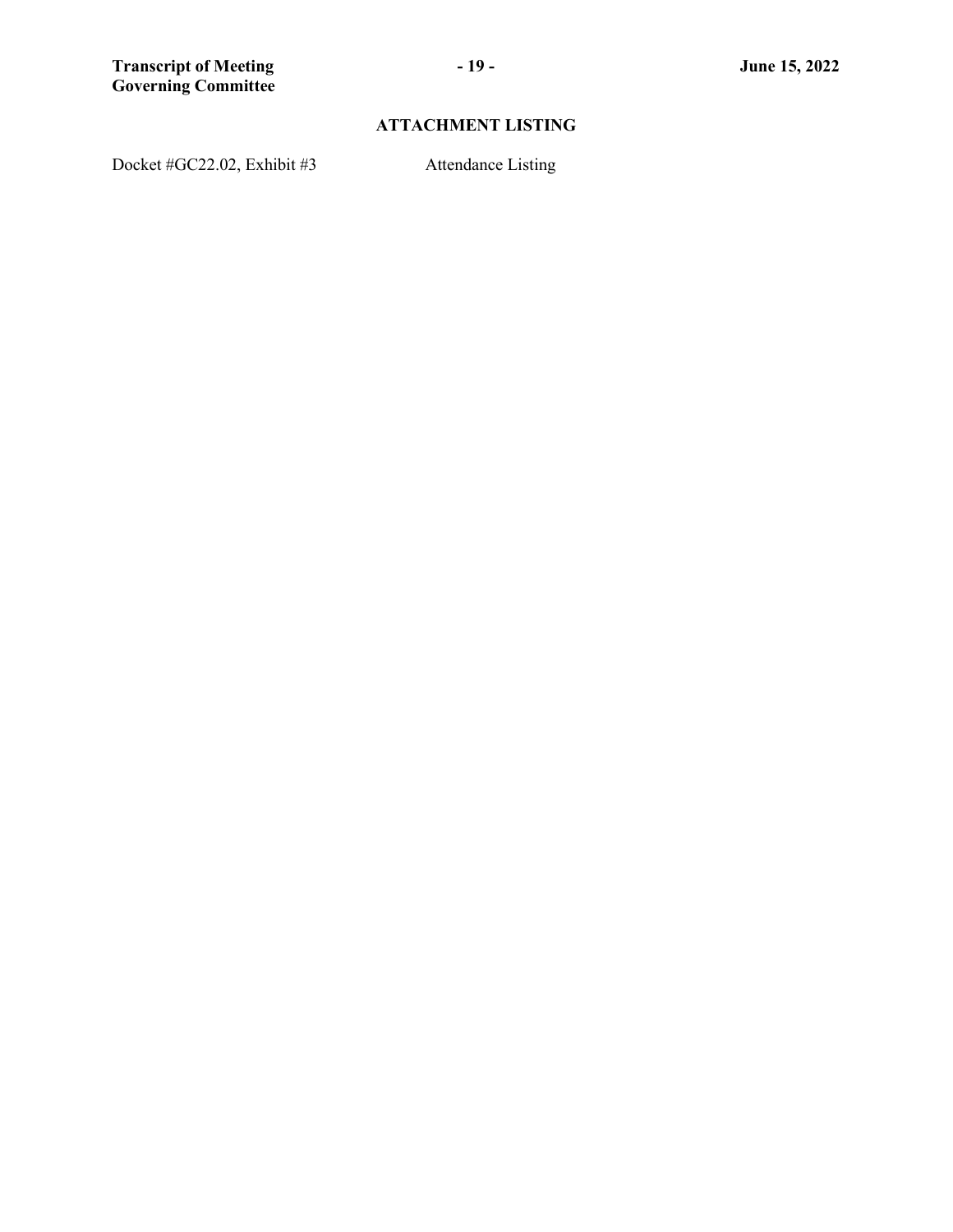## ATTACHMENT LISTING

| | |
|---|---|
| Docket #GC22.02, Exhibit #3 | Attendance Listing |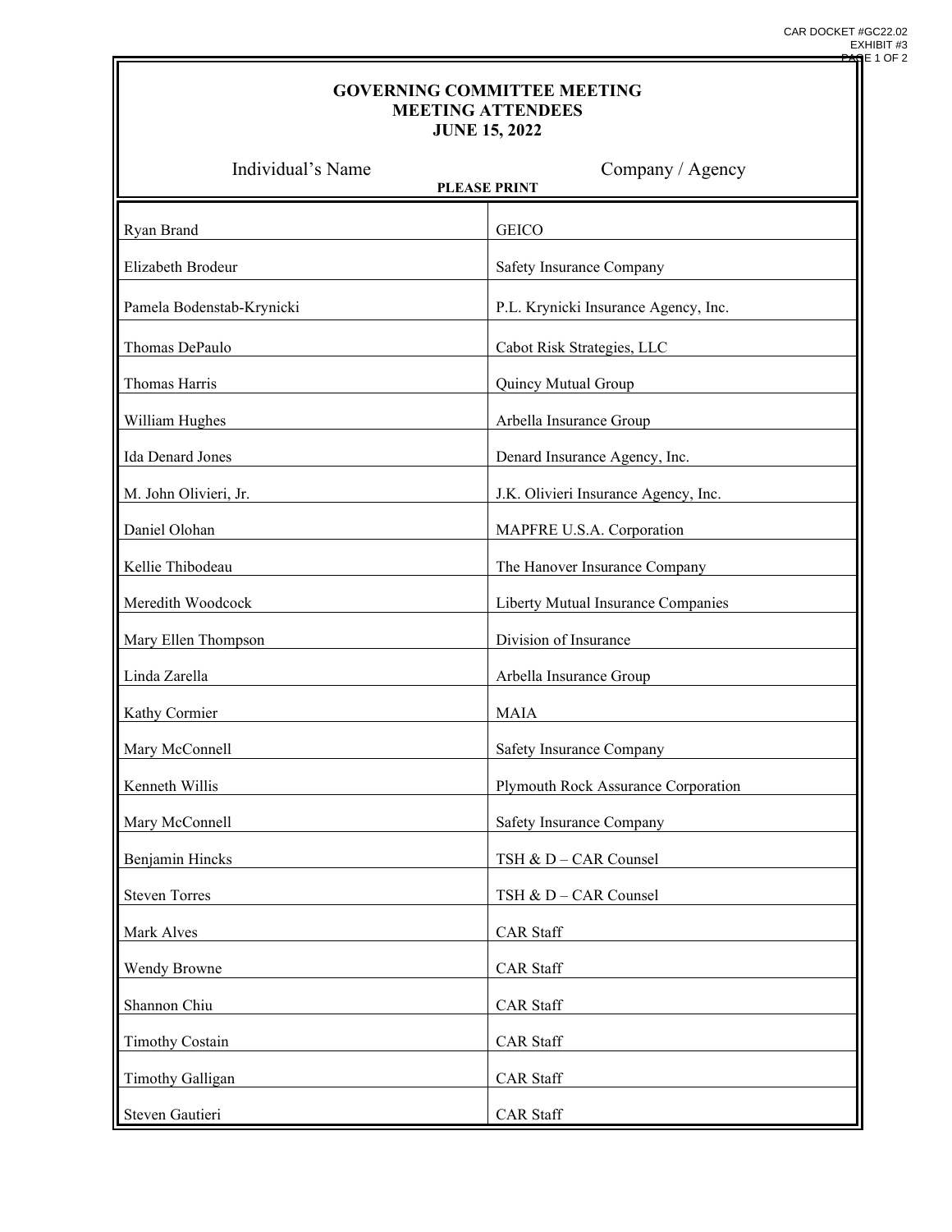CAR DOCKET #GC22.02
EXHIBIT #3

**GOVERNING COMMITTEE MEETING**
**MEETING ATTENDEES**
**JUNE 15, 2022**

| Individual's Name | Company / Agency |
|---|---|
| | **PLEASE PRINT** |
| Ryan Brand | GEICO |
| Elizabeth Brodeur | Safety Insurance Company |
| Pamela Bodenstab-Krynicki | P.L. Krynicki Insurance Agency, Inc. |
| Thomas DePaulo | Cabot Risk Strategies, LLC |
| Thomas Harris | Quincy Mutual Group |
| William Hughes | Arbella Insurance Group |
| Ida Denard Jones | Denard Insurance Agency, Inc. |
| M. John Olivieri, Jr. | J.K. Olivieri Insurance Agency, Inc. |
| Daniel Olohan | MAPFRE U.S.A. Corporation |
| Kellie Thibodeau | The Hanover Insurance Company |
| Meredith Woodcock | Liberty Mutual Insurance Companies |
| Mary Ellen Thompson | Division of Insurance |
| Linda Zarella | Arbella Insurance Group |
| Kathy Cormier | MAIA |
| Mary McConnell | Safety Insurance Company |
| Kenneth Willis | Plymouth Rock Assurance Corporation |
| Mary McConnell | Safety Insurance Company |
| Benjamin Hincks | TSH & D – CAR Counsel |
| Steven Torres | TSH & D – CAR Counsel |
| Mark Alves | CAR Staff |
| Wendy Browne | CAR Staff |
| Shannon Chiu | CAR Staff |
| Timothy Costain | CAR Staff |
| Timothy Galligan | CAR Staff |
| Steven Gautieri | CAR Staff |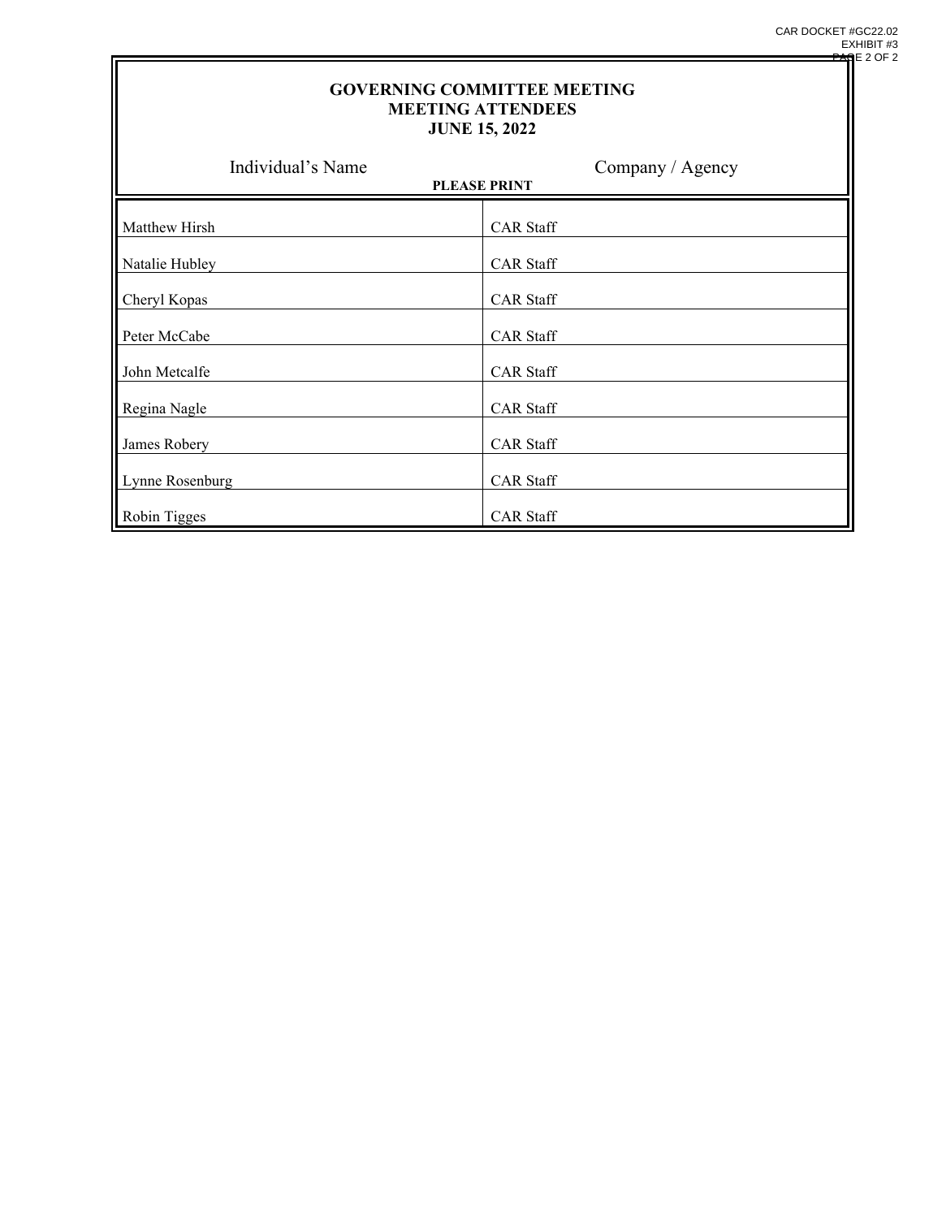CAR DOCKET #GC22.02
EXHIBIT #3

## GOVERNING COMMITTEE MEETING
## MEETING ATTENDEES
## JUNE 15, 2022

| Individual's Name | Company / Agency |
|---|---|
| **PLEASE PRINT** | |
| Matthew Hirsh | CAR Staff |
| Natalie Hubley | CAR Staff |
| Cheryl Kopas | CAR Staff |
| Peter McCabe | CAR Staff |
| John Metcalfe | CAR Staff |
| Regina Nagle | CAR Staff |
| James Robery | CAR Staff |
| Lynne Rosenburg | CAR Staff |
| Robin Tigges | CAR Staff |